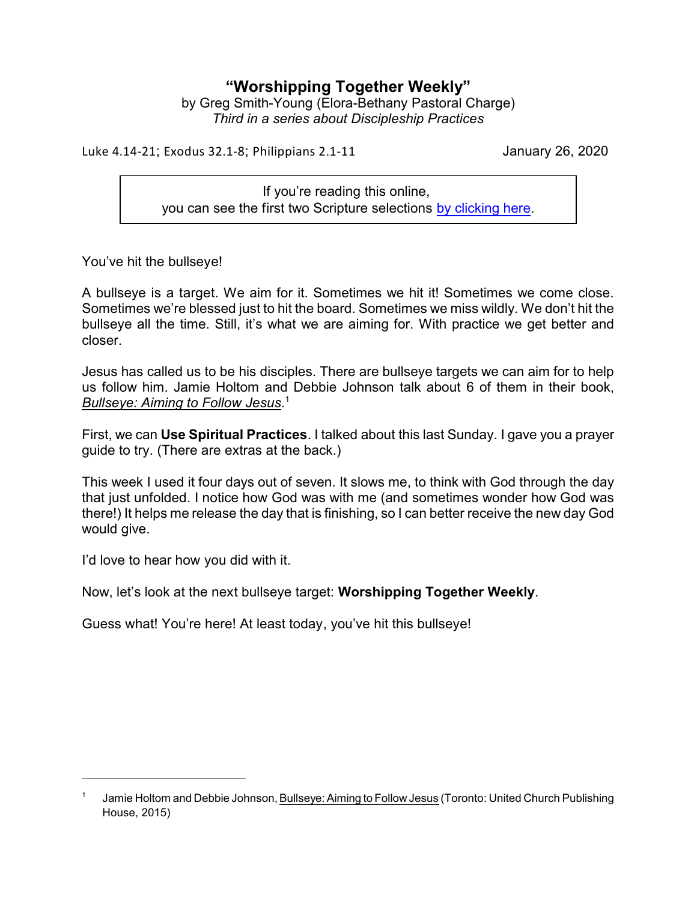# "Worshipping Together Weekly"

by Greg Smith-Young (Elora-Bethany Pastoral Charge)
*Third in a series about Discipleship Practices*

Luke 4.14-21; Exodus 32.1-8; Philippians 2.1-11 — January 26, 2020

> If you're reading this online,
> you can see the first two Scripture selections [by clicking here].

You've hit the bullseye!

A bullseye is a target. We aim for it. Sometimes we hit it! Sometimes we come close. Sometimes we're blessed just to hit the board. Sometimes we miss wildly. We don't hit the bullseye all the time. Still, it's what we are aiming for. With practice we get better and closer.

Jesus has called us to be his disciples. There are bullseye targets we can aim for to help us follow him. Jamie Holtom and Debbie Johnson talk about 6 of them in their book, *Bullseye: Aiming to Follow Jesus*.[1]

First, we can **Use Spiritual Practices**. I talked about this last Sunday. I gave you a prayer guide to try. (There are extras at the back.)

This week I used it four days out of seven. It slows me, to think with God through the day that just unfolded. I notice how God was with me (and sometimes wonder how God was there!) It helps me release the day that is finishing, so I can better receive the new day God would give.

I'd love to hear how you did with it.

Now, let's look at the next bullseye target: **Worshipping Together Weekly**.

Guess what! You're here! At least today, you've hit this bullseye!

---

[1] Jamie Holtom and Debbie Johnson, Bullseye: Aiming to Follow Jesus (Toronto: United Church Publishing House, 2015)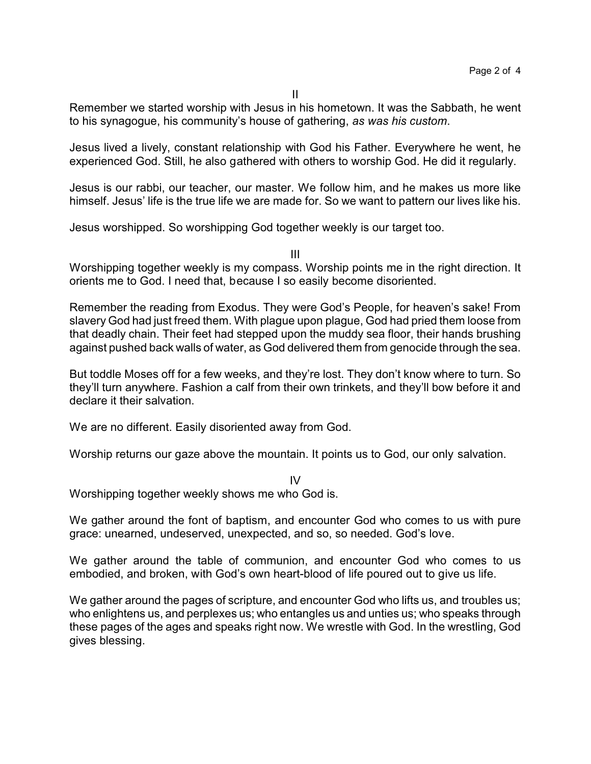II

Remember we started worship with Jesus in his hometown. It was the Sabbath, he went to his synagogue, his community's house of gathering, *as was his custom*.

Jesus lived a lively, constant relationship with God his Father. Everywhere he went, he experienced God. Still, he also gathered with others to worship God. He did it regularly.

Jesus is our rabbi, our teacher, our master. We follow him, and he makes us more like himself. Jesus' life is the true life we are made for. So we want to pattern our lives like his.

Jesus worshipped. So worshipping God together weekly is our target too.

III

Worshipping together weekly is my compass. Worship points me in the right direction. It orients me to God. I need that, because I so easily become disoriented.

Remember the reading from Exodus. They were God's People, for heaven's sake! From slavery God had just freed them. With plague upon plague, God had pried them loose from that deadly chain. Their feet had stepped upon the muddy sea floor, their hands brushing against pushed back walls of water, as God delivered them from genocide through the sea.

But toddle Moses off for a few weeks, and they're lost. They don't know where to turn. So they'll turn anywhere. Fashion a calf from their own trinkets, and they'll bow before it and declare it their salvation.

We are no different. Easily disoriented away from God.

Worship returns our gaze above the mountain. It points us to God, our only salvation.

IV

Worshipping together weekly shows me who God is.

We gather around the font of baptism, and encounter God who comes to us with pure grace: unearned, undeserved, unexpected, and so, so needed. God's love.

We gather around the table of communion, and encounter God who comes to us embodied, and broken, with God's own heart-blood of life poured out to give us life.

We gather around the pages of scripture, and encounter God who lifts us, and troubles us; who enlightens us, and perplexes us; who entangles us and unties us; who speaks through these pages of the ages and speaks right now. We wrestle with God. In the wrestling, God gives blessing.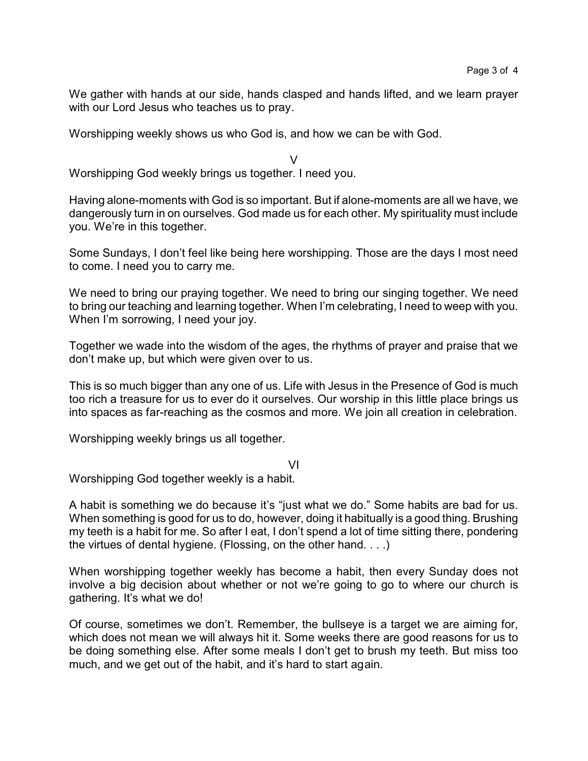We gather with hands at our side, hands clasped and hands lifted, and we learn prayer with our Lord Jesus who teaches us to pray.

Worshipping weekly shows us who God is, and how we can be with God.

V

Worshipping God weekly brings us together. I need you.

Having alone-moments with God is so important. But if alone-moments are all we have, we dangerously turn in on ourselves. God made us for each other. My spirituality must include you. We're in this together.

Some Sundays, I don't feel like being here worshipping. Those are the days I most need to come. I need you to carry me.

We need to bring our praying together. We need to bring our singing together. We need to bring our teaching and learning together. When I'm celebrating, I need to weep with you. When I'm sorrowing, I need your joy.

Together we wade into the wisdom of the ages, the rhythms of prayer and praise that we don't make up, but which were given over to us.

This is so much bigger than any one of us. Life with Jesus in the Presence of God is much too rich a treasure for us to ever do it ourselves. Our worship in this little place brings us into spaces as far-reaching as the cosmos and more. We join all creation in celebration.

Worshipping weekly brings us all together.

VI

Worshipping God together weekly is a habit.

A habit is something we do because it's "just what we do." Some habits are bad for us. When something is good for us to do, however, doing it habitually is a good thing. Brushing my teeth is a habit for me. So after I eat, I don't spend a lot of time sitting there, pondering the virtues of dental hygiene. (Flossing, on the other hand. . . .)

When worshipping together weekly has become a habit, then every Sunday does not involve a big decision about whether or not we're going to go to where our church is gathering. It's what we do!

Of course, sometimes we don't. Remember, the bullseye is a target we are aiming for, which does not mean we will always hit it. Some weeks there are good reasons for us to be doing something else. After some meals I don't get to brush my teeth. But miss too much, and we get out of the habit, and it's hard to start again.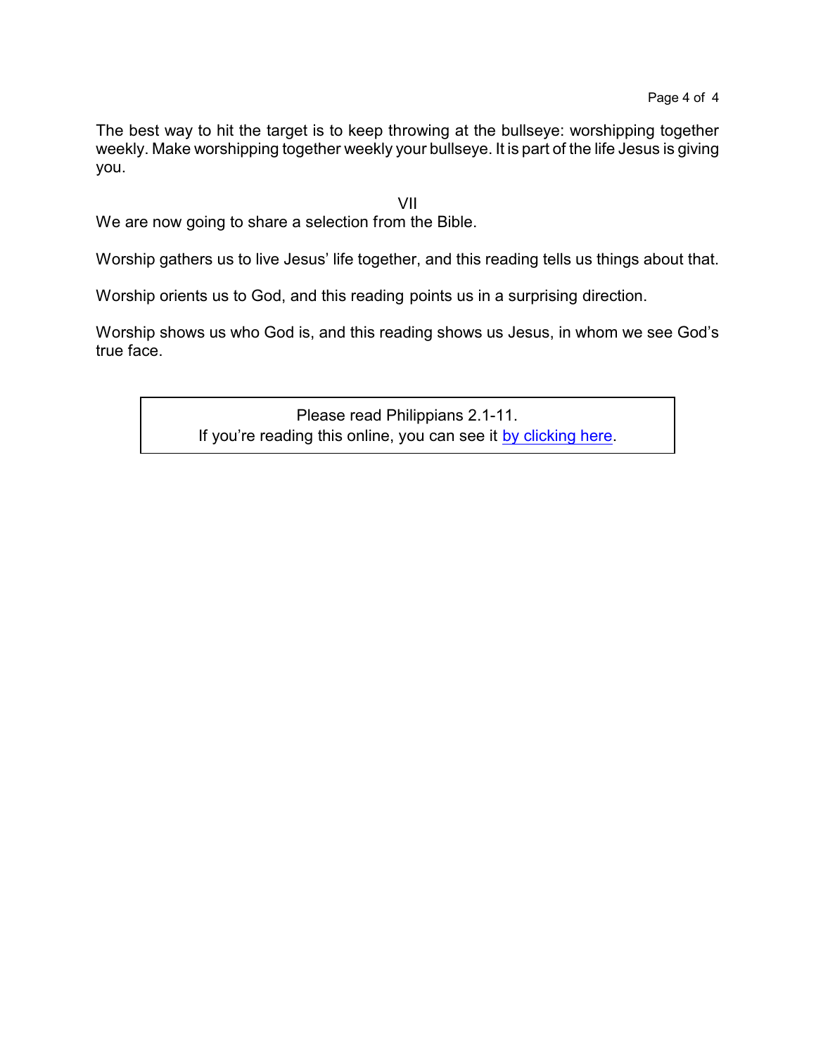The best way to hit the target is to keep throwing at the bullseye: worshipping together weekly. Make worshipping together weekly your bullseye. It is part of the life Jesus is giving you.

## VII

We are now going to share a selection from the Bible.

Worship gathers us to live Jesus' life together, and this reading tells us things about that.

Worship orients us to God, and this reading points us in a surprising direction.

Worship shows us who God is, and this reading shows us Jesus, in whom we see God's true face.

> Please read Philippians 2.1-11.
> If you're reading this online, you can see it by clicking here.